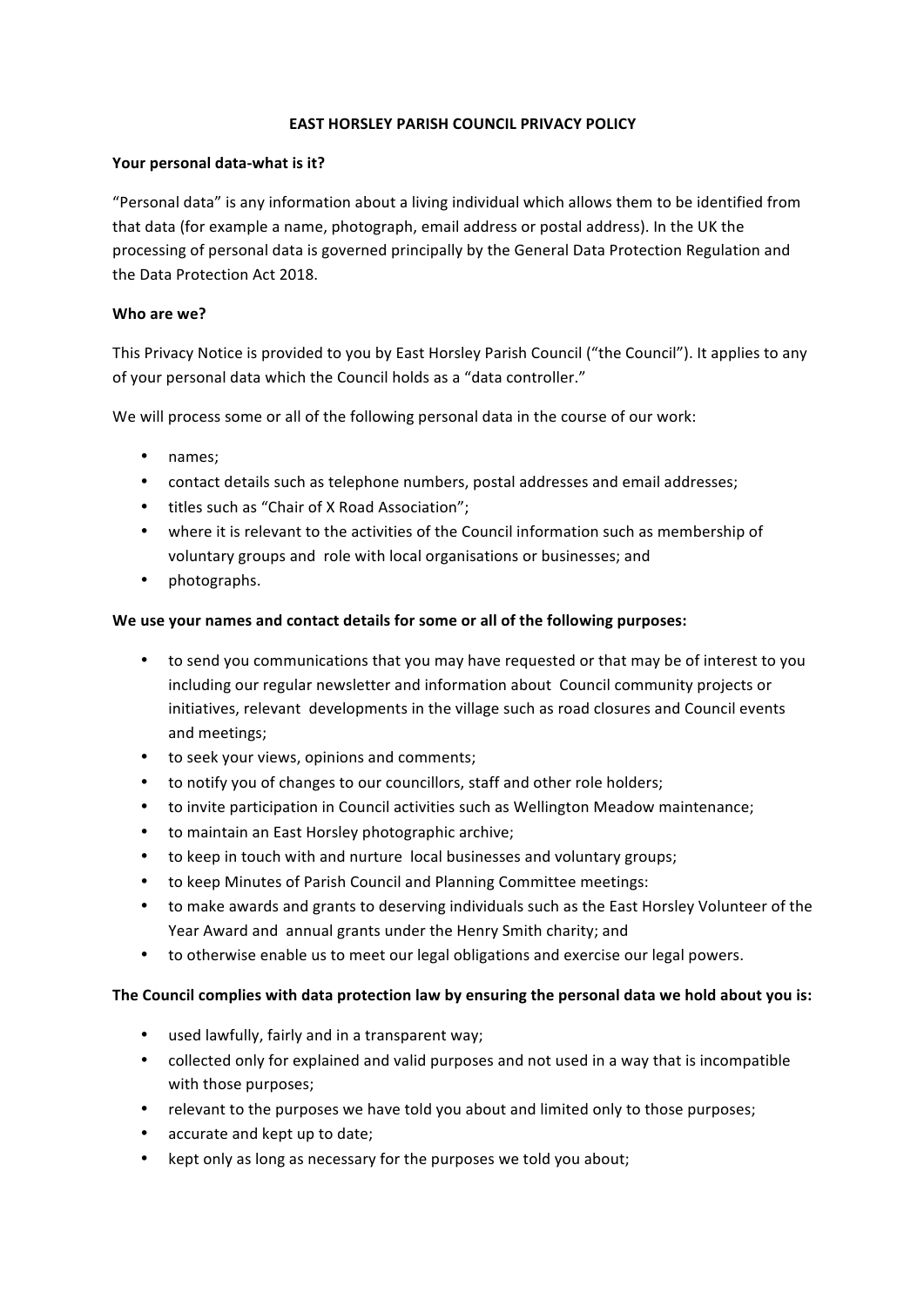# EAST HORSLEY PARISH COUNCIL PRIVACY POLICY

**Your personal data-what is it?**

"Personal data" is any information about a living individual which allows them to be identified from that data (for example a name, photograph, email address or postal address). In the UK the processing of personal data is governed principally by the General Data Protection Regulation and the Data Protection Act 2018.

**Who are we?**

This Privacy Notice is provided to you by East Horsley Parish Council ("the Council"). It applies to any of your personal data which the Council holds as a "data controller."

We will process some or all of the following personal data in the course of our work:

- names;
- contact details such as telephone numbers, postal addresses and email addresses;
- titles such as "Chair of X Road Association";
- where it is relevant to the activities of the Council information such as membership of voluntary groups and role with local organisations or businesses; and
- photographs.

**We use your names and contact details for some or all of the following purposes:**

- to send you communications that you may have requested or that may be of interest to you including our regular newsletter and information about Council community projects or initiatives, relevant developments in the village such as road closures and Council events and meetings;
- to seek your views, opinions and comments;
- to notify you of changes to our councillors, staff and other role holders;
- to invite participation in Council activities such as Wellington Meadow maintenance;
- to maintain an East Horsley photographic archive;
- to keep in touch with and nurture local businesses and voluntary groups;
- to keep Minutes of Parish Council and Planning Committee meetings:
- to make awards and grants to deserving individuals such as the East Horsley Volunteer of the Year Award and annual grants under the Henry Smith charity; and
- to otherwise enable us to meet our legal obligations and exercise our legal powers.

**The Council complies with data protection law by ensuring the personal data we hold about you is:**

- used lawfully, fairly and in a transparent way;
- collected only for explained and valid purposes and not used in a way that is incompatible with those purposes;
- relevant to the purposes we have told you about and limited only to those purposes;
- accurate and kept up to date;
- kept only as long as necessary for the purposes we told you about;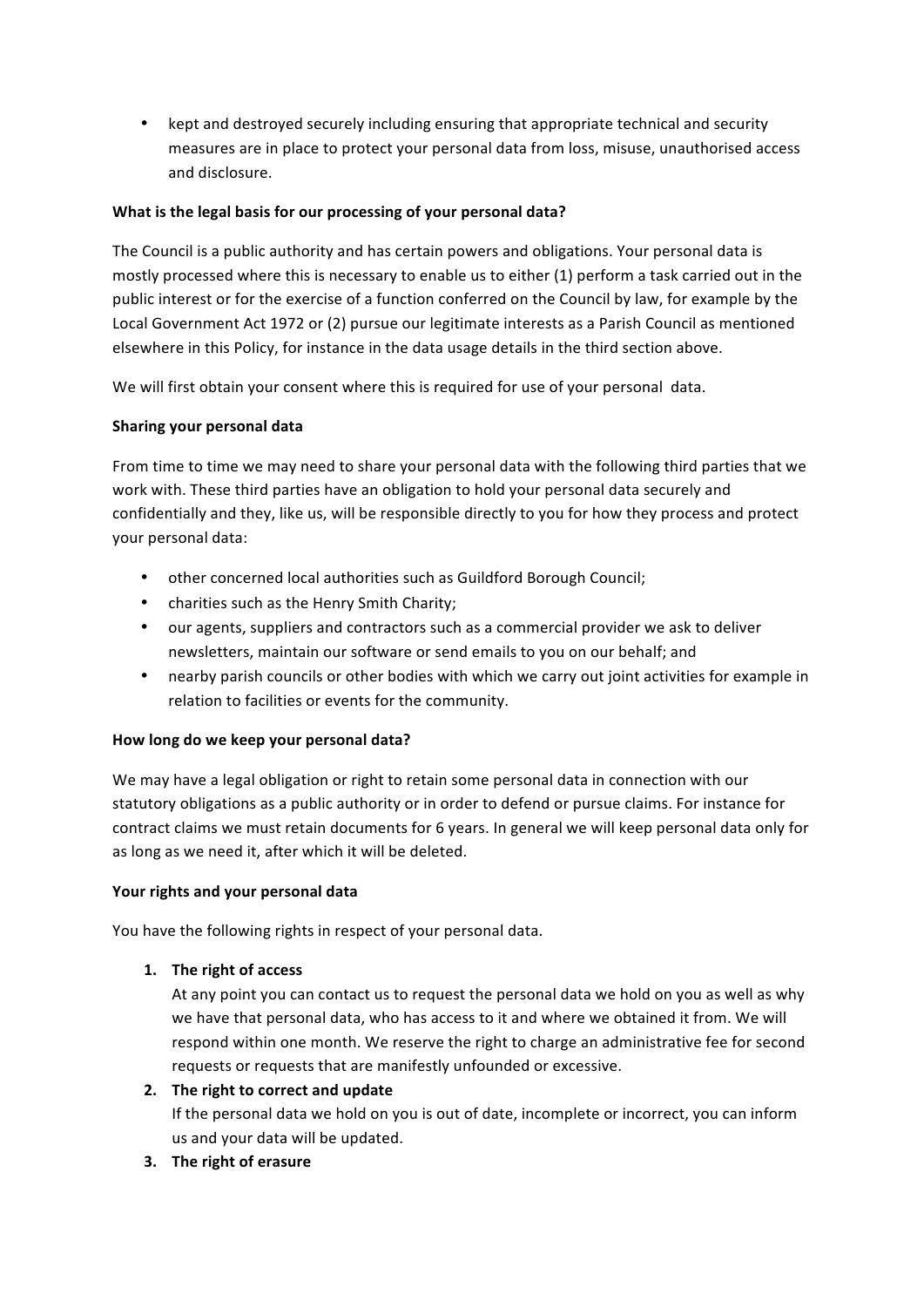- kept and destroyed securely including ensuring that appropriate technical and security measures are in place to protect your personal data from loss, misuse, unauthorised access and disclosure.

**What is the legal basis for our processing of your personal data?**

The Council is a public authority and has certain powers and obligations. Your personal data is mostly processed where this is necessary to enable us to either (1) perform a task carried out in the public interest or for the exercise of a function conferred on the Council by law, for example by the Local Government Act 1972 or (2) pursue our legitimate interests as a Parish Council as mentioned elsewhere in this Policy, for instance in the data usage details in the third section above.

We will first obtain your consent where this is required for use of your personal data.

**Sharing your personal data**

From time to time we may need to share your personal data with the following third parties that we work with. These third parties have an obligation to hold your personal data securely and confidentially and they, like us, will be responsible directly to you for how they process and protect your personal data:

- other concerned local authorities such as Guildford Borough Council;
- charities such as the Henry Smith Charity;
- our agents, suppliers and contractors such as a commercial provider we ask to deliver newsletters, maintain our software or send emails to you on our behalf; and
- nearby parish councils or other bodies with which we carry out joint activities for example in relation to facilities or events for the community.

**How long do we keep your personal data?**

We may have a legal obligation or right to retain some personal data in connection with our statutory obligations as a public authority or in order to defend or pursue claims. For instance for contract claims we must retain documents for 6 years. In general we will keep personal data only for as long as we need it, after which it will be deleted.

**Your rights and your personal data**

You have the following rights in respect of your personal data.

1. **The right of access**
   At any point you can contact us to request the personal data we hold on you as well as why we have that personal data, who has access to it and where we obtained it from. We will respond within one month. We reserve the right to charge an administrative fee for second requests or requests that are manifestly unfounded or excessive.
2. **The right to correct and update**
   If the personal data we hold on you is out of date, incomplete or incorrect, you can inform us and your data will be updated.
3. **The right of erasure**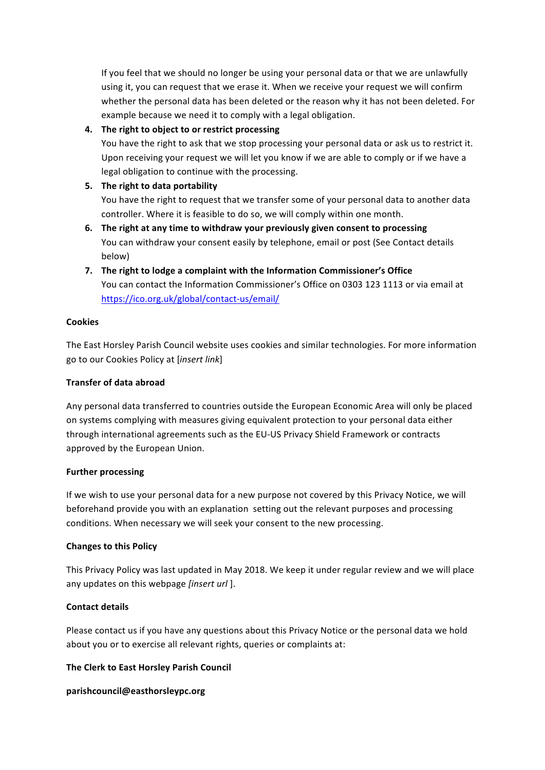If you feel that we should no longer be using your personal data or that we are unlawfully using it, you can request that we erase it. When we receive your request we will confirm whether the personal data has been deleted or the reason why it has not been deleted. For example because we need it to comply with a legal obligation.

4. **The right to object to or restrict processing**
   You have the right to ask that we stop processing your personal data or ask us to restrict it. Upon receiving your request we will let you know if we are able to comply or if we have a legal obligation to continue with the processing.
5. **The right to data portability**
   You have the right to request that we transfer some of your personal data to another data controller. Where it is feasible to do so, we will comply within one month.
6. **The right at any time to withdraw your previously given consent to processing**
   You can withdraw your consent easily by telephone, email or post (See Contact details below)
7. **The right to lodge a complaint with the Information Commissioner's Office**
   You can contact the Information Commissioner's Office on 0303 123 1113 or via email at https://ico.org.uk/global/contact-us/email/

**Cookies**

The East Horsley Parish Council website uses cookies and similar technologies. For more information go to our Cookies Policy at [*insert link*]

**Transfer of data abroad**

Any personal data transferred to countries outside the European Economic Area will only be placed on systems complying with measures giving equivalent protection to your personal data either through international agreements such as the EU-US Privacy Shield Framework or contracts approved by the European Union.

**Further processing**

If we wish to use your personal data for a new purpose not covered by this Privacy Notice, we will beforehand provide you with an explanation setting out the relevant purposes and processing conditions. When necessary we will seek your consent to the new processing.

**Changes to this Policy**

This Privacy Policy was last updated in May 2018. We keep it under regular review and we will place any updates on this webpage *[insert url ]*.

**Contact details**

Please contact us if you have any questions about this Privacy Notice or the personal data we hold about you or to exercise all relevant rights, queries or complaints at:

**The Clerk to East Horsley Parish Council**

**parishcouncil@easthorsleypc.org**